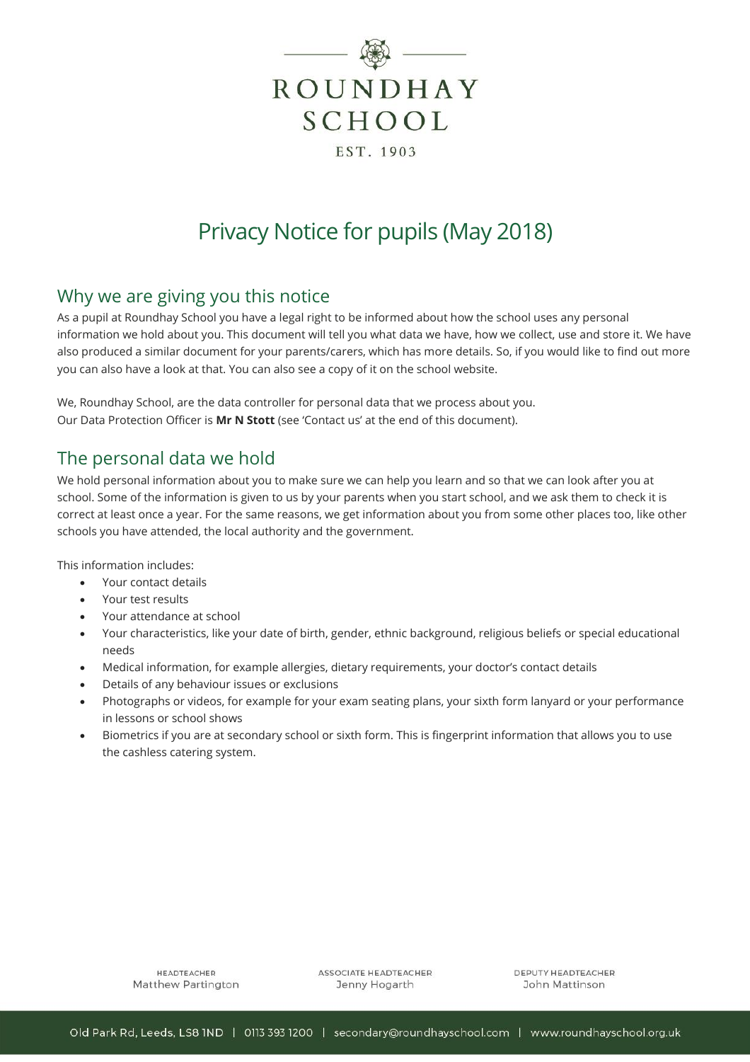# ROUNDHAY SCHOOL

EST. 1903

# Privacy Notice for pupils (May 2018)

## Why we are giving you this notice

As a pupil at Roundhay School you have a legal right to be informed about how the school uses any personal information we hold about you. This document will tell you what data we have, how we collect, use and store it. We have also produced a similar document for your parents/carers, which has more details. So, if you would like to find out more you can also have a look at that. You can also see a copy of it on the school website.

We, Roundhay School, are the data controller for personal data that we process about you.
Our Data Protection Officer is **Mr N Stott** (see 'Contact us' at the end of this document).

## The personal data we hold

We hold personal information about you to make sure we can help you learn and so that we can look after you at school. Some of the information is given to us by your parents when you start school, and we ask them to check it is correct at least once a year. For the same reasons, we get information about you from some other places too, like other schools you have attended, the local authority and the government.

This information includes:

- Your contact details
- Your test results
- Your attendance at school
- Your characteristics, like your date of birth, gender, ethnic background, religious beliefs or special educational needs
- Medical information, for example allergies, dietary requirements, your doctor's contact details
- Details of any behaviour issues or exclusions
- Photographs or videos, for example for your exam seating plans, your sixth form lanyard or your performance in lessons or school shows
- Biometrics if you are at secondary school or sixth form. This is fingerprint information that allows you to use the cashless catering system.

HEADTEACHER Matthew Partington | ASSOCIATE HEADTEACHER Jenny Hogarth | DEPUTY HEADTEACHER John Mattinson

Old Park Rd, Leeds, LS8 1ND | 0113 393 1200 | secondary@roundhayschool.com | www.roundhayschool.org.uk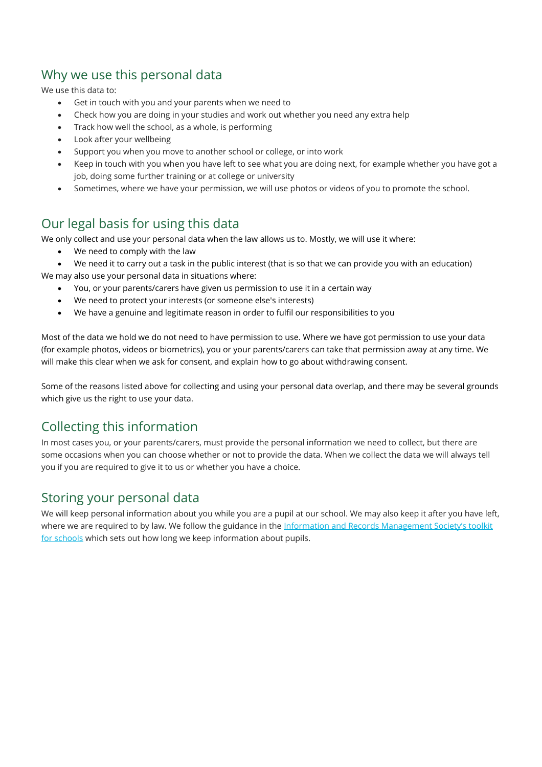## Why we use this personal data

We use this data to:

- Get in touch with you and your parents when we need to
- Check how you are doing in your studies and work out whether you need any extra help
- Track how well the school, as a whole, is performing
- Look after your wellbeing
- Support you when you move to another school or college, or into work
- Keep in touch with you when you have left to see what you are doing next, for example whether you have got a job, doing some further training or at college or university
- Sometimes, where we have your permission, we will use photos or videos of you to promote the school.

## Our legal basis for using this data

We only collect and use your personal data when the law allows us to. Mostly, we will use it where:

- We need to comply with the law
- We need it to carry out a task in the public interest (that is so that we can provide you with an education)

We may also use your personal data in situations where:

- You, or your parents/carers have given us permission to use it in a certain way
- We need to protect your interests (or someone else's interests)
- We have a genuine and legitimate reason in order to fulfil our responsibilities to you

Most of the data we hold we do not need to have permission to use. Where we have got permission to use your data (for example photos, videos or biometrics), you or your parents/carers can take that permission away at any time. We will make this clear when we ask for consent, and explain how to go about withdrawing consent.

Some of the reasons listed above for collecting and using your personal data overlap, and there may be several grounds which give us the right to use your data.

## Collecting this information

In most cases you, or your parents/carers, must provide the personal information we need to collect, but there are some occasions when you can choose whether or not to provide the data. When we collect the data we will always tell you if you are required to give it to us or whether you have a choice.

## Storing your personal data

We will keep personal information about you while you are a pupil at our school. We may also keep it after you have left, where we are required to by law. We follow the guidance in the Information and Records Management Society's toolkit for schools which sets out how long we keep information about pupils.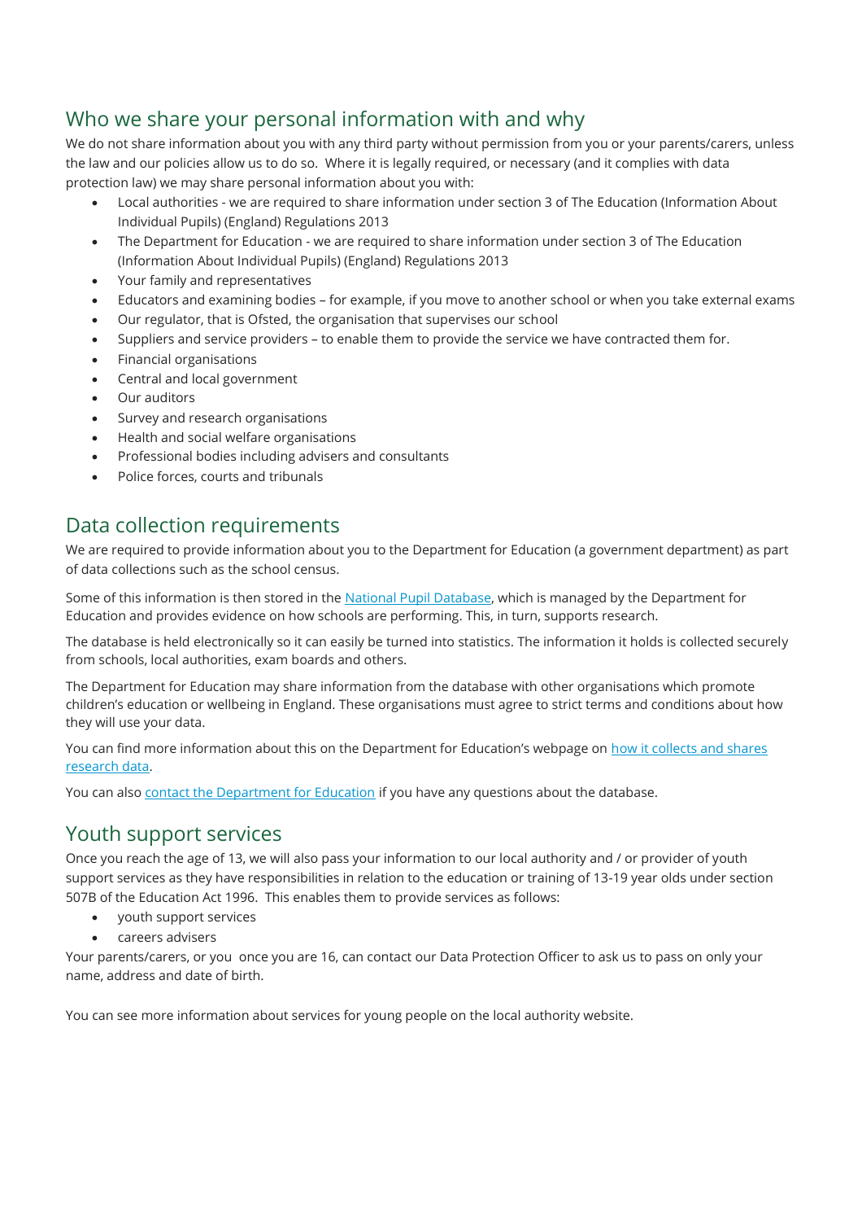## Who we share your personal information with and why

We do not share information about you with any third party without permission from you or your parents/carers, unless the law and our policies allow us to do so. Where it is legally required, or necessary (and it complies with data protection law) we may share personal information about you with:

- Local authorities - we are required to share information under section 3 of The Education (Information About Individual Pupils) (England) Regulations 2013
- The Department for Education - we are required to share information under section 3 of The Education (Information About Individual Pupils) (England) Regulations 2013
- Your family and representatives
- Educators and examining bodies – for example, if you move to another school or when you take external exams
- Our regulator, that is Ofsted, the organisation that supervises our school
- Suppliers and service providers – to enable them to provide the service we have contracted them for.
- Financial organisations
- Central and local government
- Our auditors
- Survey and research organisations
- Health and social welfare organisations
- Professional bodies including advisers and consultants
- Police forces, courts and tribunals

## Data collection requirements

We are required to provide information about you to the Department for Education (a government department) as part of data collections such as the school census.

Some of this information is then stored in the National Pupil Database, which is managed by the Department for Education and provides evidence on how schools are performing. This, in turn, supports research.

The database is held electronically so it can easily be turned into statistics. The information it holds is collected securely from schools, local authorities, exam boards and others.

The Department for Education may share information from the database with other organisations which promote children's education or wellbeing in England. These organisations must agree to strict terms and conditions about how they will use your data.

You can find more information about this on the Department for Education's webpage on how it collects and shares research data.

You can also contact the Department for Education if you have any questions about the database.

## Youth support services

Once you reach the age of 13, we will also pass your information to our local authority and / or provider of youth support services as they have responsibilities in relation to the education or training of 13-19 year olds under section 507B of the Education Act 1996. This enables them to provide services as follows:

- youth support services
- careers advisers

Your parents/carers, or you once you are 16, can contact our Data Protection Officer to ask us to pass on only your name, address and date of birth.

You can see more information about services for young people on the local authority website.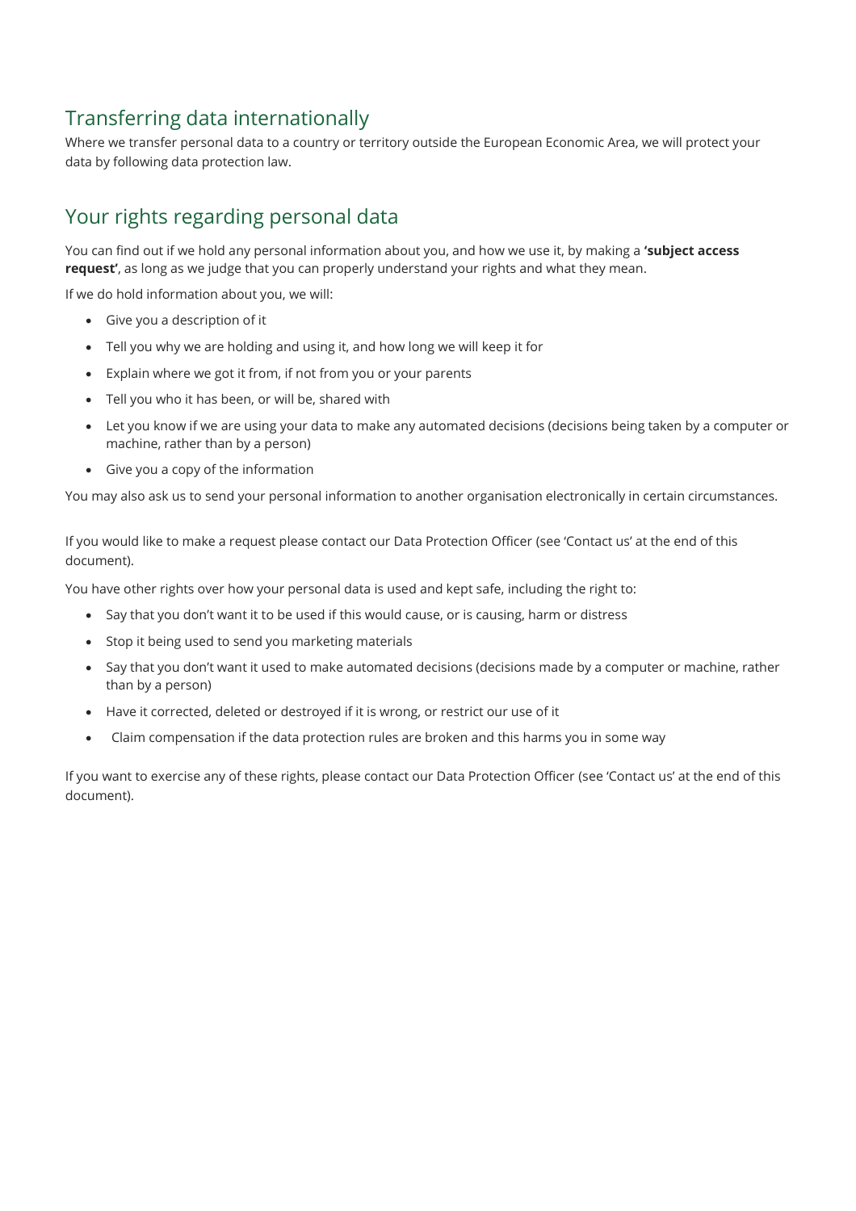## Transferring data internationally

Where we transfer personal data to a country or territory outside the European Economic Area, we will protect your data by following data protection law.

## Your rights regarding personal data

You can find out if we hold any personal information about you, and how we use it, by making a **'subject access request'**, as long as we judge that you can properly understand your rights and what they mean.

If we do hold information about you, we will:

- Give you a description of it
- Tell you why we are holding and using it, and how long we will keep it for
- Explain where we got it from, if not from you or your parents
- Tell you who it has been, or will be, shared with
- Let you know if we are using your data to make any automated decisions (decisions being taken by a computer or machine, rather than by a person)
- Give you a copy of the information

You may also ask us to send your personal information to another organisation electronically in certain circumstances.

If you would like to make a request please contact our Data Protection Officer (see 'Contact us' at the end of this document).

You have other rights over how your personal data is used and kept safe, including the right to:

- Say that you don't want it to be used if this would cause, or is causing, harm or distress
- Stop it being used to send you marketing materials
- Say that you don't want it used to make automated decisions (decisions made by a computer or machine, rather than by a person)
- Have it corrected, deleted or destroyed if it is wrong, or restrict our use of it
- Claim compensation if the data protection rules are broken and this harms you in some way

If you want to exercise any of these rights, please contact our Data Protection Officer (see 'Contact us' at the end of this document).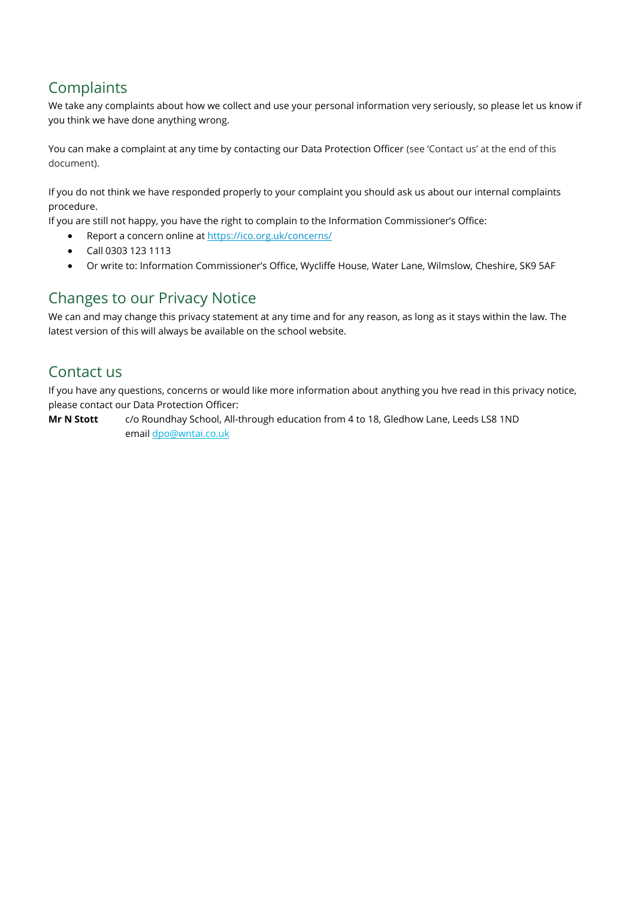## Complaints

We take any complaints about how we collect and use your personal information very seriously, so please let us know if you think we have done anything wrong.

You can make a complaint at any time by contacting our Data Protection Officer (see 'Contact us' at the end of this document).

If you do not think we have responded properly to your complaint you should ask us about our internal complaints procedure.

If you are still not happy, you have the right to complain to the Information Commissioner's Office:

- Report a concern online at https://ico.org.uk/concerns/
- Call 0303 123 1113
- Or write to: Information Commissioner's Office, Wycliffe House, Water Lane, Wilmslow, Cheshire, SK9 5AF

## Changes to our Privacy Notice

We can and may change this privacy statement at any time and for any reason, as long as it stays within the law. The latest version of this will always be available on the school website.

## Contact us

If you have any questions, concerns or would like more information about anything you hve read in this privacy notice, please contact our Data Protection Officer:

**Mr N Stott** c/o Roundhay School, All-through education from 4 to 18, Gledhow Lane, Leeds LS8 1ND
email dpo@wntai.co.uk